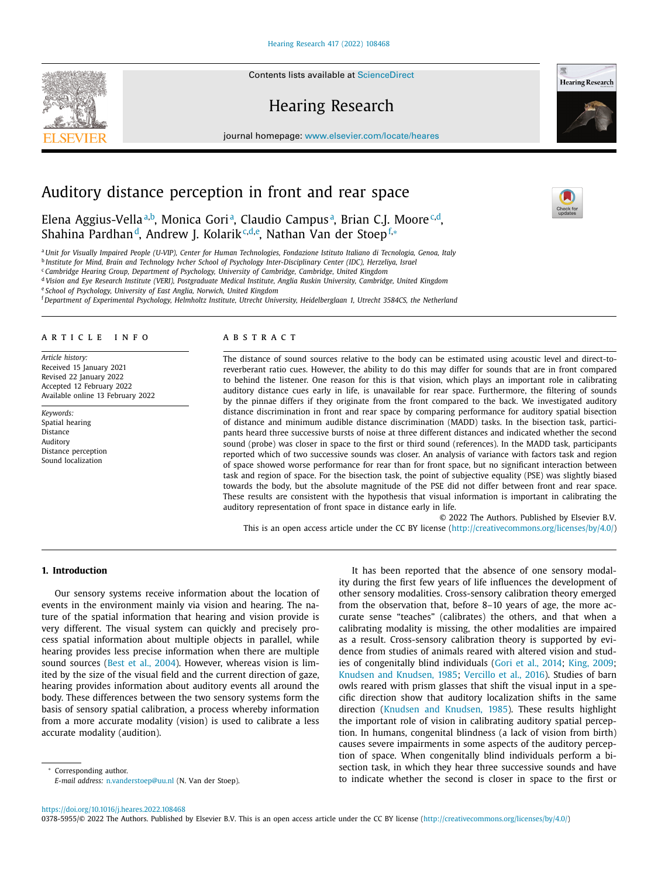# Auditory distance perception in front and rear space

Elena Aggius-Vella[a,b], Monica Gori[a], Claudio Campus[a], Brian C.J. Moore[c,d], Shahina Pardhan[d], Andrew J. Kolarik[c,d,e], Nathan Van der Stoep[f,*]

[a] Unit for Visually Impaired People (U-VIP), Center for Human Technologies, Fondazione Istituto Italiano di Tecnologia, Genoa, Italy
[b] Institute for Mind, Brain and Technology Ivcher School of Psychology Inter-Disciplinary Center (IDC), Herzeliya, Israel
[c] Cambridge Hearing Group, Department of Psychology, University of Cambridge, Cambridge, United Kingdom
[d] Vision and Eye Research Institute (VERI), Postgraduate Medical Institute, Anglia Ruskin University, Cambridge, United Kingdom
[e] School of Psychology, University of East Anglia, Norwich, United Kingdom
[f] Department of Experimental Psychology, Helmholtz Institute, Utrecht University, Heidelberglaan 1, Utrecht 3584CS, the Netherland

## ARTICLE INFO

*Article history:*
Received 15 January 2021
Revised 22 January 2022
Accepted 12 February 2022
Available online 13 February 2022

*Keywords:*
Spatial hearing
Distance
Auditory
Distance perception
Sound localization

## ABSTRACT

The distance of sound sources relative to the body can be estimated using acoustic level and direct-to-reverberant ratio cues. However, the ability to do this may differ for sounds that are in front compared to behind the listener. One reason for this is that vision, which plays an important role in calibrating auditory distance cues early in life, is unavailable for rear space. Furthermore, the filtering of sounds by the pinnae differs if they originate from the front compared to the back. We investigated auditory distance discrimination in front and rear space by comparing performance for auditory spatial bisection of distance and minimum audible distance discrimination (MADD) tasks. In the bisection task, participants heard three successive bursts of noise at three different distances and indicated whether the second sound (probe) was closer in space to the first or third sound (references). In the MADD task, participants reported which of two successive sounds was closer. An analysis of variance with factors task and region of space showed worse performance for rear than for front space, but no significant interaction between task and region of space. For the bisection task, the point of subjective equality (PSE) was slightly biased towards the body, but the absolute magnitude of the PSE did not differ between front and rear space. These results are consistent with the hypothesis that visual information is important in calibrating the auditory representation of front space in distance early in life.

© 2022 The Authors. Published by Elsevier B.V.
This is an open access article under the CC BY license (http://creativecommons.org/licenses/by/4.0/)

## 1. Introduction

Our sensory systems receive information about the location of events in the environment mainly via vision and hearing. The nature of the spatial information that hearing and vision provide is very different. The visual system can quickly and precisely process spatial information about multiple objects in parallel, while hearing provides less precise information when there are multiple sound sources (Best et al., 2004). However, whereas vision is limited by the size of the visual field and the current direction of gaze, hearing provides information about auditory events all around the body. These differences between the two sensory systems form the basis of sensory spatial calibration, a process whereby information from a more accurate modality (vision) is used to calibrate a less accurate modality (audition).

It has been reported that the absence of one sensory modality during the first few years of life influences the development of other sensory modalities. Cross-sensory calibration theory emerged from the observation that, before 8–10 years of age, the more accurate sense "teaches" (calibrates) the others, and that when a calibrating modality is missing, the other modalities are impaired as a result. Cross-sensory calibration theory is supported by evidence from studies of animals reared with altered vision and studies of congenitally blind individuals (Gori et al., 2014; King, 2009; Knudsen and Knudsen, 1985; Vercillo et al., 2016). Studies of barn owls reared with prism glasses that shift the visual input in a specific direction show that auditory localization shifts in the same direction (Knudsen and Knudsen, 1985). These results highlight the important role of vision in calibrating auditory spatial perception. In humans, congenital blindness (a lack of vision from birth) causes severe impairments in some aspects of the auditory perception of space. When congenitally blind individuals perform a bisection task, in which they hear three successive sounds and have to indicate whether the second is closer in space to the first or

* Corresponding author.
*E-mail address:* n.vanderstoep@uu.nl (N. Van der Stoep).

https://doi.org/10.1016/j.heares.2022.108468
0378-5955/© 2022 The Authors. Published by Elsevier B.V. This is an open access article under the CC BY license (http://creativecommons.org/licenses/by/4.0/)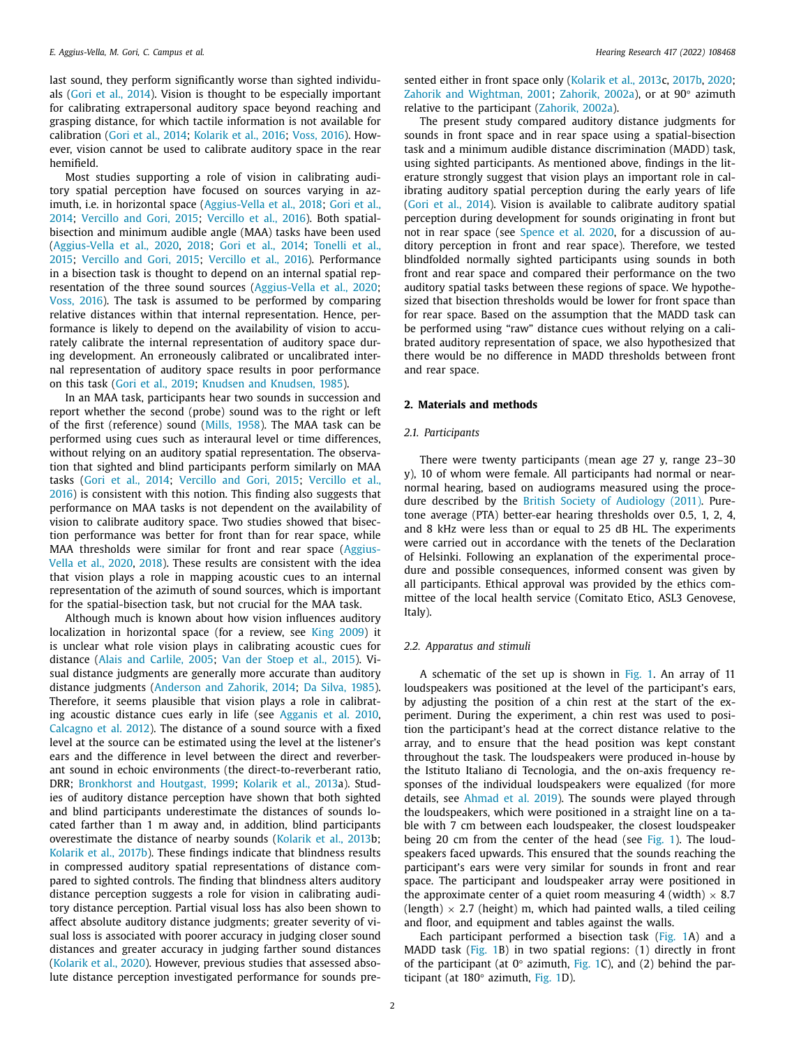last sound, they perform significantly worse than sighted individuals (Gori et al., 2014). Vision is thought to be especially important for calibrating extrapersonal auditory space beyond reaching and grasping distance, for which tactile information is not available for calibration (Gori et al., 2014; Kolarik et al., 2016; Voss, 2016). However, vision cannot be used to calibrate auditory space in the rear hemifield.

Most studies supporting a role of vision in calibrating auditory spatial perception have focused on sources varying in azimuth, i.e. in horizontal space (Aggius-Vella et al., 2018; Gori et al., 2014; Vercillo and Gori, 2015; Vercillo et al., 2016). Both spatial-bisection and minimum audible angle (MAA) tasks have been used (Aggius-Vella et al., 2020, 2018; Gori et al., 2014; Tonelli et al., 2015; Vercillo and Gori, 2015; Vercillo et al., 2016). Performance in a bisection task is thought to depend on an internal spatial representation of the three sound sources (Aggius-Vella et al., 2020; Voss, 2016). The task is assumed to be performed by comparing relative distances within that internal representation. Hence, performance is likely to depend on the availability of vision to accurately calibrate the internal representation of auditory space during development. An erroneously calibrated or uncalibrated internal representation of auditory space results in poor performance on this task (Gori et al., 2019; Knudsen and Knudsen, 1985).

In an MAA task, participants hear two sounds in succession and report whether the second (probe) sound was to the right or left of the first (reference) sound (Mills, 1958). The MAA task can be performed using cues such as interaural level or time differences, without relying on an auditory spatial representation. The observation that sighted and blind participants perform similarly on MAA tasks (Gori et al., 2014; Vercillo and Gori, 2015; Vercillo et al., 2016) is consistent with this notion. This finding also suggests that performance on MAA tasks is not dependent on the availability of vision to calibrate auditory space. Two studies showed that bisection performance was better for front than for rear space, while MAA thresholds were similar for front and rear space (Aggius-Vella et al., 2020, 2018). These results are consistent with the idea that vision plays a role in mapping acoustic cues to an internal representation of the azimuth of sound sources, which is important for the spatial-bisection task, but not crucial for the MAA task.

Although much is known about how vision influences auditory localization in horizontal space (for a review, see King 2009) it is unclear what role vision plays in calibrating acoustic cues for distance (Alais and Carlile, 2005; Van der Stoep et al., 2015). Visual distance judgments are generally more accurate than auditory distance judgments (Anderson and Zahorik, 2014; Da Silva, 1985). Therefore, it seems plausible that vision plays a role in calibrating acoustic distance cues early in life (see Agganis et al. 2010, Calcagno et al. 2012). The distance of a sound source with a fixed level at the source can be estimated using the level at the listener's ears and the difference in level between the direct and reverberant sound in echoic environments (the direct-to-reverberant ratio, DRR; Bronkhorst and Houtgast, 1999; Kolarik et al., 2013a). Studies of auditory distance perception have shown that both sighted and blind participants underestimate the distances of sounds located farther than 1 m away and, in addition, blind participants overestimate the distance of nearby sounds (Kolarik et al., 2013b; Kolarik et al., 2017b). These findings indicate that blindness results in compressed auditory spatial representations of distance compared to sighted controls. The finding that blindness alters auditory distance perception suggests a role for vision in calibrating auditory distance perception. Partial visual loss has also been shown to affect absolute auditory distance judgments; greater severity of visual loss is associated with poorer accuracy in judging closer sound distances and greater accuracy in judging farther sound distances (Kolarik et al., 2020). However, previous studies that assessed absolute distance perception investigated performance for sounds presented either in front space only (Kolarik et al., 2013c, 2017b, 2020; Zahorik and Wightman, 2001; Zahorik, 2002a), or at 90° azimuth relative to the participant (Zahorik, 2002a).

The present study compared auditory distance judgments for sounds in front space and in rear space using a spatial-bisection task and a minimum audible distance discrimination (MADD) task, using sighted participants. As mentioned above, findings in the literature strongly suggest that vision plays an important role in calibrating auditory spatial perception during the early years of life (Gori et al., 2014). Vision is available to calibrate auditory spatial perception during development for sounds originating in front but not in rear space (see Spence et al. 2020, for a discussion of auditory perception in front and rear space). Therefore, we tested blindfolded normally sighted participants using sounds in both front and rear space and compared their performance on the two auditory spatial tasks between these regions of space. We hypothesized that bisection thresholds would be lower for front space than for rear space. Based on the assumption that the MADD task can be performed using "raw" distance cues without relying on a calibrated auditory representation of space, we also hypothesized that there would be no difference in MADD thresholds between front and rear space.

## 2. Materials and methods

### 2.1. Participants

There were twenty participants (mean age 27 y, range 23–30 y), 10 of whom were female. All participants had normal or near-normal hearing, based on audiograms measured using the procedure described by the British Society of Audiology (2011). Pure-tone average (PTA) better-ear hearing thresholds over 0.5, 1, 2, 4, and 8 kHz were less than or equal to 25 dB HL. The experiments were carried out in accordance with the tenets of the Declaration of Helsinki. Following an explanation of the experimental procedure and possible consequences, informed consent was given by all participants. Ethical approval was provided by the ethics committee of the local health service (Comitato Etico, ASL3 Genovese, Italy).

### 2.2. Apparatus and stimuli

A schematic of the set up is shown in Fig. 1. An array of 11 loudspeakers was positioned at the level of the participant's ears, by adjusting the position of a chin rest at the start of the experiment. During the experiment, a chin rest was used to position the participant's head at the correct distance relative to the array, and to ensure that the head position was kept constant throughout the task. The loudspeakers were produced in-house by the Istituto Italiano di Tecnologia, and the on-axis frequency responses of the individual loudspeakers were equalized (for more details, see Ahmad et al. 2019). The sounds were played through the loudspeakers, which were positioned in a straight line on a table with 7 cm between each loudspeaker, the closest loudspeaker being 20 cm from the center of the head (see Fig. 1). The loudspeakers faced upwards. This ensured that the sounds reaching the participant's ears were very similar for sounds in front and rear space. The participant and loudspeaker array were positioned in the approximate center of a quiet room measuring 4 (width) × 8.7 (length) × 2.7 (height) m, which had painted walls, a tiled ceiling and floor, and equipment and tables against the walls.

Each participant performed a bisection task (Fig. 1A) and a MADD task (Fig. 1B) in two spatial regions: (1) directly in front of the participant (at 0° azimuth, Fig. 1C), and (2) behind the participant (at 180° azimuth, Fig. 1D).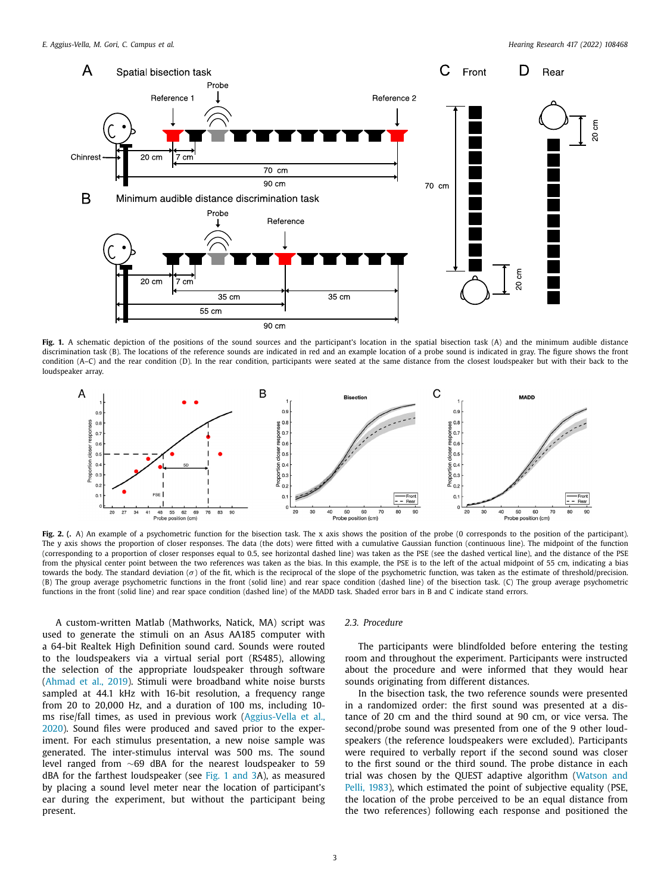Fig. 1. A schematic depiction of the positions of the sound sources and the participant's location in the spatial bisection task (A) and the minimum audible distance discrimination task (B). The locations of the reference sounds are indicated in red and an example location of a probe sound is indicated in gray. The figure shows the front condition (A–C) and the rear condition (D). In the rear condition, participants were seated at the same distance from the closest loudspeaker but with their back to the loudspeaker array.

Fig. 2. (. A) An example of a psychometric function for the bisection task. The x axis shows the position of the probe (0 corresponds to the position of the participant). The y axis shows the proportion of closer responses. The data (the dots) were fitted with a cumulative Gaussian function (continuous line). The midpoint of the function (corresponding to a proportion of closer responses equal to 0.5, see horizontal dashed line) was taken as the PSE (see the dashed vertical line), and the distance of the PSE from the physical center point between the two references was taken as the bias. In this example, the PSE is to the left of the actual midpoint of 55 cm, indicating a bias towards the body. The standard deviation ($\sigma$) of the fit, which is the reciprocal of the slope of the psychometric function, was taken as the estimate of threshold/precision. (B) The group average psychometric functions in the front (solid line) and rear space condition (dashed line) of the bisection task. (C) The group average psychometric functions in the front (solid line) and rear space condition (dashed line) of the MADD task. Shaded error bars in B and C indicate stand errors.

A custom-written Matlab (Mathworks, Natick, MA) script was used to generate the stimuli on an Asus AA185 computer with a 64-bit Realtek High Definition sound card. Sounds were routed to the loudspeakers via a virtual serial port (RS485), allowing the selection of the appropriate loudspeaker through software (Ahmad et al., 2019). Stimuli were broadband white noise bursts sampled at 44.1 kHz with 16-bit resolution, a frequency range from 20 to 20,000 Hz, and a duration of 100 ms, including 10-ms rise/fall times, as used in previous work (Aggius-Vella et al., 2020). Sound files were produced and saved prior to the experiment. For each stimulus presentation, a new noise sample was generated. The inter-stimulus interval was 500 ms. The sound level ranged from ~69 dBA for the nearest loudspeaker to 59 dBA for the farthest loudspeaker (see Fig. 1 and 3A), as measured by placing a sound level meter near the location of participant's ear during the experiment, but without the participant being present.

### 2.3. Procedure

The participants were blindfolded before entering the testing room and throughout the experiment. Participants were instructed about the procedure and were informed that they would hear sounds originating from different distances.

In the bisection task, the two reference sounds were presented in a randomized order: the first sound was presented at a distance of 20 cm and the third sound at 90 cm, or vice versa. The second/probe sound was presented from one of the 9 other loudspeakers (the reference loudspeakers were excluded). Participants were required to verbally report if the second sound was closer to the first sound or the third sound. The probe distance in each trial was chosen by the QUEST adaptive algorithm (Watson and Pelli, 1983), which estimated the point of subjective equality (PSE, the location of the probe perceived to be an equal distance from the two references) following each response and positioned the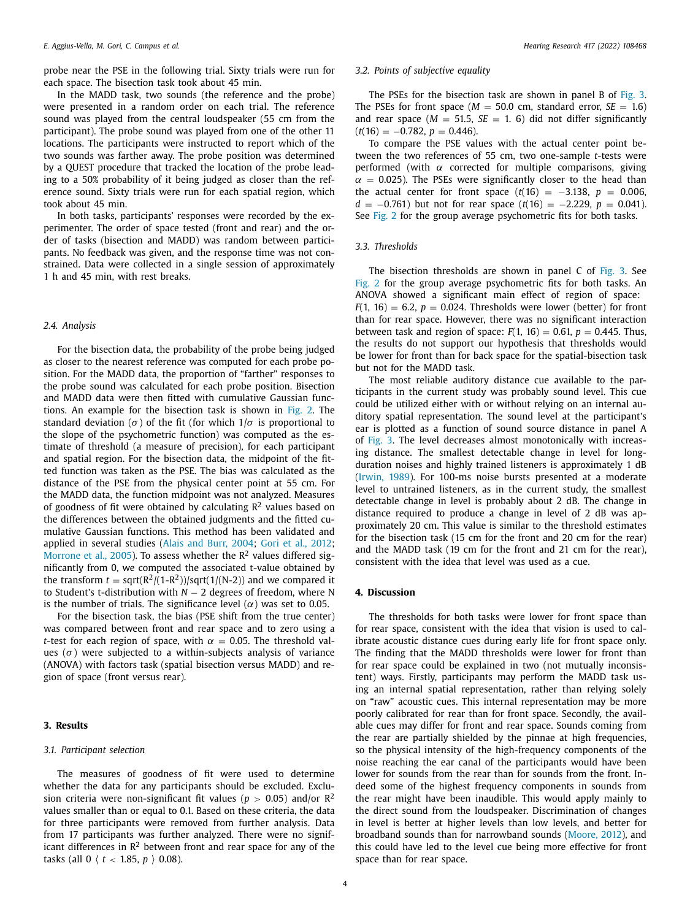probe near the PSE in the following trial. Sixty trials were run for each space. The bisection task took about 45 min.

In the MADD task, two sounds (the reference and the probe) were presented in a random order on each trial. The reference sound was played from the central loudspeaker (55 cm from the participant). The probe sound was played from one of the other 11 locations. The participants were instructed to report which of the two sounds was farther away. The probe position was determined by a QUEST procedure that tracked the location of the probe leading to a 50% probability of it being judged as closer than the reference sound. Sixty trials were run for each spatial region, which took about 45 min.

In both tasks, participants' responses were recorded by the experimenter. The order of space tested (front and rear) and the order of tasks (bisection and MADD) was random between participants. No feedback was given, and the response time was not constrained. Data were collected in a single session of approximately 1 h and 45 min, with rest breaks.

### 2.4. Analysis

For the bisection data, the probability of the probe being judged as closer to the nearest reference was computed for each probe position. For the MADD data, the proportion of "farther" responses to the probe sound was calculated for each probe position. Bisection and MADD data were then fitted with cumulative Gaussian functions. An example for the bisection task is shown in Fig. 2. The standard deviation ($\sigma$) of the fit (for which $1/\sigma$ is proportional to the slope of the psychometric function) was computed as the estimate of threshold (a measure of precision), for each participant and spatial region. For the bisection data, the midpoint of the fitted function was taken as the PSE. The bias was calculated as the distance of the PSE from the physical center point at 55 cm. For the MADD data, the function midpoint was not analyzed. Measures of goodness of fit were obtained by calculating $R^2$ values based on the differences between the obtained judgments and the fitted cumulative Gaussian functions. This method has been validated and applied in several studies (Alais and Burr, 2004; Gori et al., 2012; Morrone et al., 2005). To assess whether the $R^2$ values differed significantly from 0, we computed the associated t-value obtained by the transform $t = \text{sqrt}(R^2/(1\text{-}R^2))/\text{sqrt}(1/(N\text{-}2))$ and we compared it to Student's t-distribution with $N - 2$ degrees of freedom, where N is the number of trials. The significance level ($\alpha$) was set to 0.05.

For the bisection task, the bias (PSE shift from the true center) was compared between front and rear space and to zero using a *t*-test for each region of space, with $\alpha = 0.05$. The threshold values ($\sigma$) were subjected to a within-subjects analysis of variance (ANOVA) with factors task (spatial bisection versus MADD) and region of space (front versus rear).

## 3. Results

### 3.1. Participant selection

The measures of goodness of fit were used to determine whether the data for any participants should be excluded. Exclusion criteria were non-significant fit values ($p > 0.05$) and/or $R^2$ values smaller than or equal to 0.1. Based on these criteria, the data for three participants were removed from further analysis. Data from 17 participants was further analyzed. There were no significant differences in $R^2$ between front and rear space for any of the tasks (all $0 \langle\ t < 1.85,\ p\ \rangle\ 0.08$).

### 3.2. Points of subjective equality

The PSEs for the bisection task are shown in panel B of Fig. 3. The PSEs for front space ($M = 50.0$ cm, standard error, $SE = 1.6$) and rear space ($M = 51.5$, $SE = 1.\ 6$) did not differ significantly ($t(16) = -0.782$, $p = 0.446$).

To compare the PSE values with the actual center point between the two references of 55 cm, two one-sample *t*-tests were performed (with $\alpha$ corrected for multiple comparisons, giving $\alpha = 0.025$). The PSEs were significantly closer to the head than the actual center for front space ($t(16) = -3.138$, $p = 0.006$, $d = -0.761$) but not for rear space ($t(16) = -2.229$, $p = 0.041$). See Fig. 2 for the group average psychometric fits for both tasks.

### 3.3. Thresholds

The bisection thresholds are shown in panel C of Fig. 3. See Fig. 2 for the group average psychometric fits for both tasks. An ANOVA showed a significant main effect of region of space: $F(1, 16) = 6.2$, $p = 0.024$. Thresholds were lower (better) for front than for rear space. However, there was no significant interaction between task and region of space: $F(1, 16) = 0.61$, $p = 0.445$. Thus, the results do not support our hypothesis that thresholds would be lower for front than for back space for the spatial-bisection task but not for the MADD task.

The most reliable auditory distance cue available to the participants in the current study was probably sound level. This cue could be utilized either with or without relying on an internal auditory spatial representation. The sound level at the participant's ear is plotted as a function of sound source distance in panel A of Fig. 3. The level decreases almost monotonically with increasing distance. The smallest detectable change in level for long-duration noises and highly trained listeners is approximately 1 dB (Irwin, 1989). For 100-ms noise bursts presented at a moderate level to untrained listeners, as in the current study, the smallest detectable change in level is probably about 2 dB. The change in distance required to produce a change in level of 2 dB was approximately 20 cm. This value is similar to the threshold estimates for the bisection task (15 cm for the front and 20 cm for the rear) and the MADD task (19 cm for the front and 21 cm for the rear), consistent with the idea that level was used as a cue.

## 4. Discussion

The thresholds for both tasks were lower for front space than for rear space, consistent with the idea that vision is used to calibrate acoustic distance cues during early life for front space only. The finding that the MADD thresholds were lower for front than for rear space could be explained in two (not mutually inconsistent) ways. Firstly, participants may perform the MADD task using an internal spatial representation, rather than relying solely on "raw" acoustic cues. This internal representation may be more poorly calibrated for rear than for front space. Secondly, the available cues may differ for front and rear space. Sounds coming from the rear are partially shielded by the pinnae at high frequencies, so the physical intensity of the high-frequency components of the noise reaching the ear canal of the participants would have been lower for sounds from the rear than for sounds from the front. Indeed some of the highest frequency components in sounds from the rear might have been inaudible. This would apply mainly to the direct sound from the loudspeaker. Discrimination of changes in level is better at higher levels than low levels, and better for broadband sounds than for narrowband sounds (Moore, 2012), and this could have led to the level cue being more effective for front space than for rear space.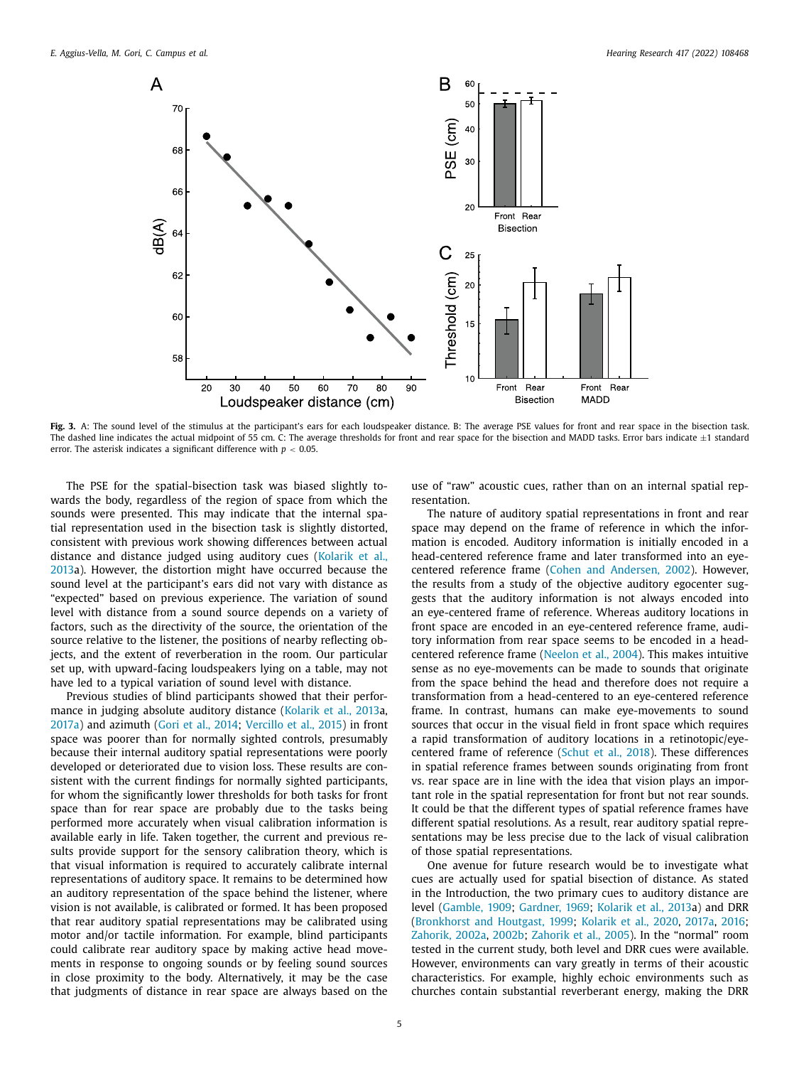**Fig. 3.** A: The sound level of the stimulus at the participant's ears for each loudspeaker distance. B: The average PSE values for front and rear space in the bisection task. The dashed line indicates the actual midpoint of 55 cm. C: The average thresholds for front and rear space for the bisection and MADD tasks. Error bars indicate ±1 standard error. The asterisk indicates a significant difference with $p < 0.05$.

The PSE for the spatial-bisection task was biased slightly towards the body, regardless of the region of space from which the sounds were presented. This may indicate that the internal spatial representation used in the bisection task is slightly distorted, consistent with previous work showing differences between actual distance and distance judged using auditory cues (Kolarik et al., 2013a). However, the distortion might have occurred because the sound level at the participant's ears did not vary with distance as "expected" based on previous experience. The variation of sound level with distance from a sound source depends on a variety of factors, such as the directivity of the source, the orientation of the source relative to the listener, the positions of nearby reflecting objects, and the extent of reverberation in the room. Our particular set up, with upward-facing loudspeakers lying on a table, may not have led to a typical variation of sound level with distance.

Previous studies of blind participants showed that their performance in judging absolute auditory distance (Kolarik et al., 2013a, 2017a) and azimuth (Gori et al., 2014; Vercillo et al., 2015) in front space was poorer than for normally sighted controls, presumably because their internal auditory spatial representations were poorly developed or deteriorated due to vision loss. These results are consistent with the current findings for normally sighted participants, for whom the significantly lower thresholds for both tasks for front space than for rear space are probably due to the tasks being performed more accurately when visual calibration information is available early in life. Taken together, the current and previous results provide support for the sensory calibration theory, which is that visual information is required to accurately calibrate internal representations of auditory space. It remains to be determined how an auditory representation of the space behind the listener, where vision is not available, is calibrated or formed. It has been proposed that rear auditory spatial representations may be calibrated using motor and/or tactile information. For example, blind participants could calibrate rear auditory space by making active head movements in response to ongoing sounds or by feeling sound sources in close proximity to the body. Alternatively, it may be the case that judgments of distance in rear space are always based on the use of "raw" acoustic cues, rather than on an internal spatial representation.

The nature of auditory spatial representations in front and rear space may depend on the frame of reference in which the information is encoded. Auditory information is initially encoded in a head-centered reference frame and later transformed into an eye-centered reference frame (Cohen and Andersen, 2002). However, the results from a study of the objective auditory egocenter suggests that the auditory information is not always encoded into an eye-centered frame of reference. Whereas auditory locations in front space are encoded in an eye-centered reference frame, auditory information from rear space seems to be encoded in a head-centered reference frame (Neelon et al., 2004). This makes intuitive sense as no eye-movements can be made to sounds that originate from the space behind the head and therefore does not require a transformation from a head-centered to an eye-centered reference frame. In contrast, humans can make eye-movements to sound sources that occur in the visual field in front space which requires a rapid transformation of auditory locations in a retinotopic/eye-centered frame of reference (Schut et al., 2018). These differences in spatial reference frames between sounds originating from front vs. rear space are in line with the idea that vision plays an important role in the spatial representation for front but not rear sounds. It could be that the different types of spatial reference frames have different spatial resolutions. As a result, rear auditory spatial representations may be less precise due to the lack of visual calibration of those spatial representations.

One avenue for future research would be to investigate what cues are actually used for spatial bisection of distance. As stated in the Introduction, the two primary cues to auditory distance are level (Gamble, 1909; Gardner, 1969; Kolarik et al., 2013a) and DRR (Bronkhorst and Houtgast, 1999; Kolarik et al., 2020, 2017a, 2016; Zahorik, 2002a, 2002b; Zahorik et al., 2005). In the "normal" room tested in the current study, both level and DRR cues were available. However, environments can vary greatly in terms of their acoustic characteristics. For example, highly echoic environments such as churches contain substantial reverberant energy, making the DRR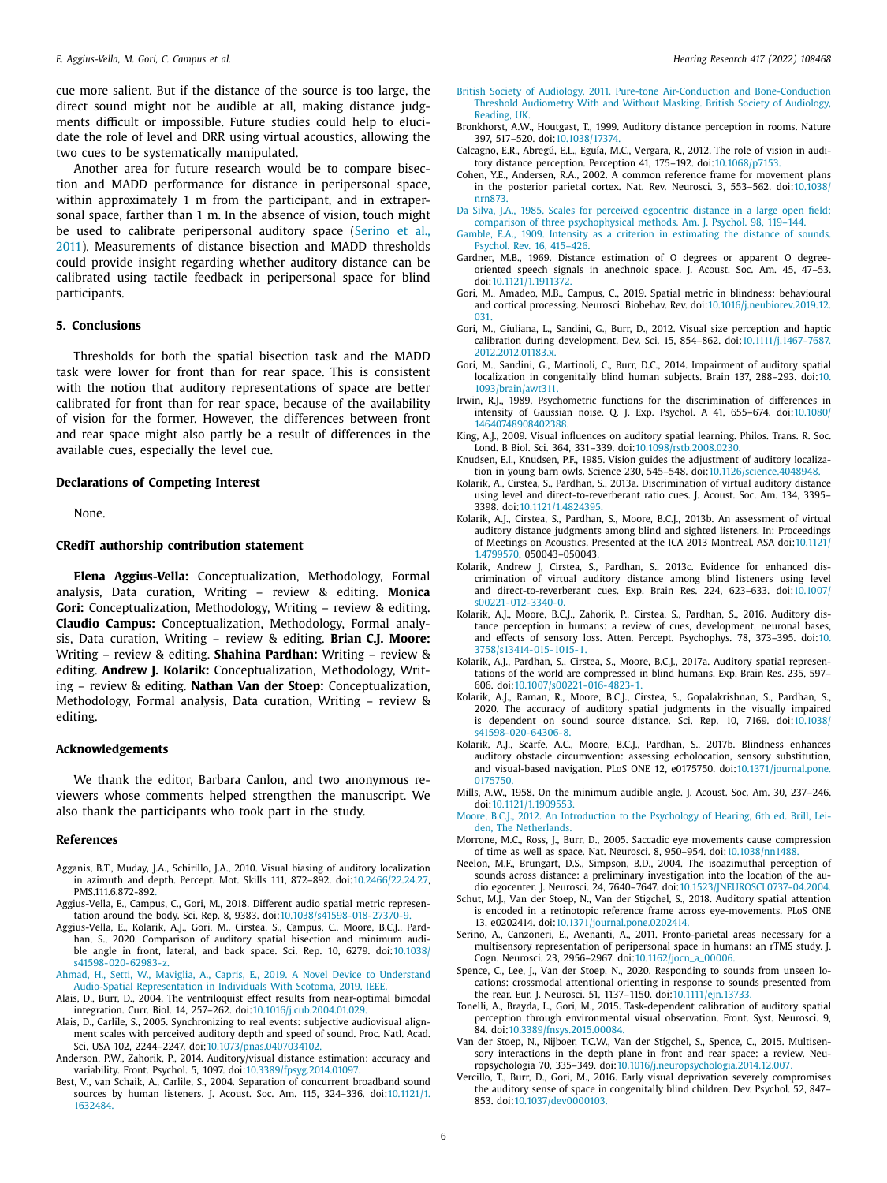cue more salient. But if the distance of the source is too large, the direct sound might not be audible at all, making distance judgments difficult or impossible. Future studies could help to elucidate the role of level and DRR using virtual acoustics, allowing the two cues to be systematically manipulated.

Another area for future research would be to compare bisection and MADD performance for distance in peripersonal space, within approximately 1 m from the participant, and in extrapersonal space, farther than 1 m. In the absence of vision, touch might be used to calibrate peripersonal auditory space (Serino et al., 2011). Measurements of distance bisection and MADD thresholds could provide insight regarding whether auditory distance can be calibrated using tactile feedback in peripersonal space for blind participants.

## 5. Conclusions

Thresholds for both the spatial bisection task and the MADD task were lower for front than for rear space. This is consistent with the notion that auditory representations of space are better calibrated for front than for rear space, because of the availability of vision for the former. However, the differences between front and rear space might also partly be a result of differences in the available cues, especially the level cue.

## Declarations of Competing Interest

None.

## CRediT authorship contribution statement

**Elena Aggius-Vella:** Conceptualization, Methodology, Formal analysis, Data curation, Writing – review & editing. **Monica Gori:** Conceptualization, Methodology, Writing – review & editing. **Claudio Campus:** Conceptualization, Methodology, Formal analysis, Data curation, Writing – review & editing. **Brian C.J. Moore:** Writing – review & editing. **Shahina Pardhan:** Writing – review & editing. **Andrew J. Kolarik:** Conceptualization, Methodology, Writing – review & editing. **Nathan Van der Stoep:** Conceptualization, Methodology, Formal analysis, Data curation, Writing – review & editing.

## Acknowledgements

We thank the editor, Barbara Canlon, and two anonymous reviewers whose comments helped strengthen the manuscript. We also thank the participants who took part in the study.

## References

- Agganis, B.T., Muday, J.A., Schirillo, J.A., 2010. Visual biasing of auditory localization in azimuth and depth. Percept. Mot. Skills 111, 872–892. doi:10.2466/22.24.27, PMS.111.6.872-892.
- Aggius-Vella, E., Campus, C., Gori, M., 2018. Different audio spatial metric representation around the body. Sci. Rep. 8, 9383. doi:10.1038/s41598-018-27370-9.
- Aggius-Vella, E., Kolarik, A.J., Gori, M., Cirstea, S., Campus, C., Moore, B.C.J., Pardhan, S., 2020. Comparison of auditory spatial bisection and minimum audible angle in front, lateral, and back space. Sci. Rep. 10, 6279. doi:10.1038/s41598-020-62983-z.
- Ahmad, H., Setti, W., Maviglia, A., Capris, E., 2019. A Novel Device to Understand Audio-Spatial Representation in Individuals With Scotoma, 2019. IEEE.
- Alais, D., Burr, D., 2004. The ventriloquist effect results from near-optimal bimodal integration. Curr. Biol. 14, 257–262. doi:10.1016/j.cub.2004.01.029.
- Alais, D., Carlile, S., 2005. Synchronizing to real events: subjective audiovisual alignment scales with perceived auditory depth and speed of sound. Proc. Natl. Acad. Sci. USA 102, 2244–2247. doi:10.1073/pnas.0407034102.
- Anderson, P.W., Zahorik, P., 2014. Auditory/visual distance estimation: accuracy and variability. Front. Psychol. 5, 1097. doi:10.3389/fpsyg.2014.01097.
- Best, V., van Schaik, A., Carlile, S., 2004. Separation of concurrent broadband sound sources by human listeners. J. Acoust. Soc. Am. 115, 324–336. doi:10.1121/1.1632484.
- British Society of Audiology, 2011. Pure-tone Air-Conduction and Bone-Conduction Threshold Audiometry With and Without Masking. British Society of Audiology, Reading, UK.
- Bronkhorst, A.W., Houtgast, T., 1999. Auditory distance perception in rooms. Nature 397, 517–520. doi:10.1038/17374.
- Calcagno, E.R., Abregú, E.L., Eguía, M.C., Vergara, R., 2012. The role of vision in auditory distance perception. Perception 41, 175–192. doi:10.1068/p7153.
- Cohen, Y.E., Andersen, R.A., 2002. A common reference frame for movement plans in the posterior parietal cortex. Nat. Rev. Neurosci. 3, 553–562. doi:10.1038/nrn873.
- Da Silva, J.A., 1985. Scales for perceived egocentric distance in a large open field: comparison of three psychophysical methods. Am. J. Psychol. 98, 119–144.
- Gamble, E.A., 1909. Intensity as a criterion in estimating the distance of sounds. Psychol. Rev. 16, 415–426.
- Gardner, M.B., 1969. Distance estimation of O degrees or apparent O degree-oriented speech signals in anechoic space. J. Acoust. Soc. Am. 45, 47–53. doi:10.1121/1.1911372.
- Gori, M., Amadeo, M.B., Campus, C., 2019. Spatial metric in blindness: behavioural and cortical processing. Neurosci. Biobehav. Rev. doi:10.1016/j.neubiorev.2019.12.031.
- Gori, M., Giuliana, L., Sandini, G., Burr, D., 2012. Visual size perception and haptic calibration during development. Dev. Sci. 15, 854–862. doi:10.1111/j.1467-7687.2012.2012.01183.x.
- Gori, M., Sandini, G., Martinoli, C., Burr, D.C., 2014. Impairment of auditory spatial localization in congenitally blind human subjects. Brain 137, 288–293. doi:10.1093/brain/awt311.
- Irwin, R.J., 1989. Psychometric functions for the discrimination of differences in intensity of Gaussian noise. Q. J. Exp. Psychol. A 41, 655–674. doi:10.1080/14640748908402388.
- King, A.J., 2009. Visual influences on auditory spatial learning. Philos. Trans. R. Soc. Lond. B Biol. Sci. 364, 331–339. doi:10.1098/rstb.2008.0230.
- Knudsen, E.I., Knudsen, P.F., 1985. Vision guides the adjustment of auditory localization in young barn owls. Science 230, 545–548. doi:10.1126/science.4048948.
- Kolarik, A., Cirstea, S., Pardhan, S., 2013a. Discrimination of virtual auditory distance using level and direct-to-reverberant ratio cues. J. Acoust. Soc. Am. 134, 3395–3398. doi:10.1121/1.4824395.
- Kolarik, A.J., Cirstea, S., Pardhan, S., Moore, B.C.J., 2013b. An assessment of virtual auditory distance judgments among blind and sighted listeners. In: Proceedings of Meetings on Acoustics. Presented at the ICA 2013 Montreal. ASA doi:10.1121/1.4799570, 050043–050043.
- Kolarik, Andrew J, Cirstea, S., Pardhan, S., 2013c. Evidence for enhanced discrimination of virtual auditory distance among blind listeners using level and direct-to-reverberant cues. Exp. Brain Res. 224, 623–633. doi:10.1007/s00221-012-3340-0.
- Kolarik, A.J., Moore, B.C.J., Zahorik, P., Cirstea, S., Pardhan, S., 2016. Auditory distance perception in humans: a review of cues, development, neuronal bases, and effects of sensory loss. Atten. Percept. Psychophys. 78, 373–395. doi:10.3758/s13414-015-1015-1.
- Kolarik, A.J., Pardhan, S., Cirstea, S., Moore, B.C.J., 2017a. Auditory spatial representations of the world are compressed in blind humans. Exp. Brain Res. 235, 597–606. doi:10.1007/s00221-016-4823-1.
- Kolarik, A.J., Raman, R., Moore, B.C.J., Cirstea, S., Gopalakrishnan, S., Pardhan, S., 2020. The accuracy of auditory spatial judgments in the visually impaired is dependent on sound source distance. Sci. Rep. 10, 7169. doi:10.1038/s41598-020-64306-8.
- Kolarik, A.J., Scarfe, A.C., Moore, B.C.J., Pardhan, S., 2017b. Blindness enhances auditory obstacle circumvention: assessing echolocation, sensory substitution, and visual-based navigation. PLoS ONE 12, e0175750. doi:10.1371/journal.pone.0175750.
- Mills, A.W., 1958. On the minimum audible angle. J. Acoust. Soc. Am. 30, 237–246. doi:10.1121/1.1909553.
- Moore, B.C.J., 2012. An Introduction to the Psychology of Hearing, 6th ed. Brill, Leiden, The Netherlands.
- Morrone, M.C., Ross, J., Burr, D., 2005. Saccadic eye movements cause compression of time as well as space. Nat. Neurosci. 8, 950–954. doi:10.1038/nn1488.
- Neelon, M.F., Brungart, D.S., Simpson, B.D., 2004. The isoazimuthal perception of sounds across distance: a preliminary investigation into the location of the audio egocenter. J. Neurosci. 24, 7640–7647. doi:10.1523/JNEUROSCI.0737-04.2004.
- Schut, M.J., Van der Stoep, N., Van der Stigchel, S., 2018. Auditory spatial attention is encoded in a retinotopic reference frame across eye-movements. PLoS ONE 13, e0202414. doi:10.1371/journal.pone.0202414.
- Serino, A., Canzoneri, E., Avenanti, A., 2011. Fronto-parietal areas necessary for a multisensory representation of peripersonal space in humans: an rTMS study. J. Cogn. Neurosci. 23, 2956–2967. doi:10.1162/jocn_a_00006.
- Spence, C., Lee, J., Van der Stoep, N., 2020. Responding to sounds from unseen locations: crossmodal attentional orienting in response to sounds presented from the rear. Eur. J. Neurosci. 51, 1137–1150. doi:10.1111/ejn.13733.
- Tonelli, A., Brayda, L., Gori, M., 2015. Task-dependent calibration of auditory spatial perception through environmental visual observation. Front. Syst. Neurosci. 9, 84. doi:10.3389/fnsys.2015.00084.
- Van der Stoep, N., Nijboer, T.C.W., Van der Stigchel, S., Spence, C., 2015. Multisensory interactions in the depth plane in front and rear space: a review. Neuropsychologia 70, 335–349. doi:10.1016/j.neuropsychologia.2014.12.007.
- Vercillo, T., Burr, D., Gori, M., 2016. Early visual deprivation severely compromises the auditory sense of space in congenitally blind children. Dev. Psychol. 52, 847–853. doi:10.1037/dev0000103.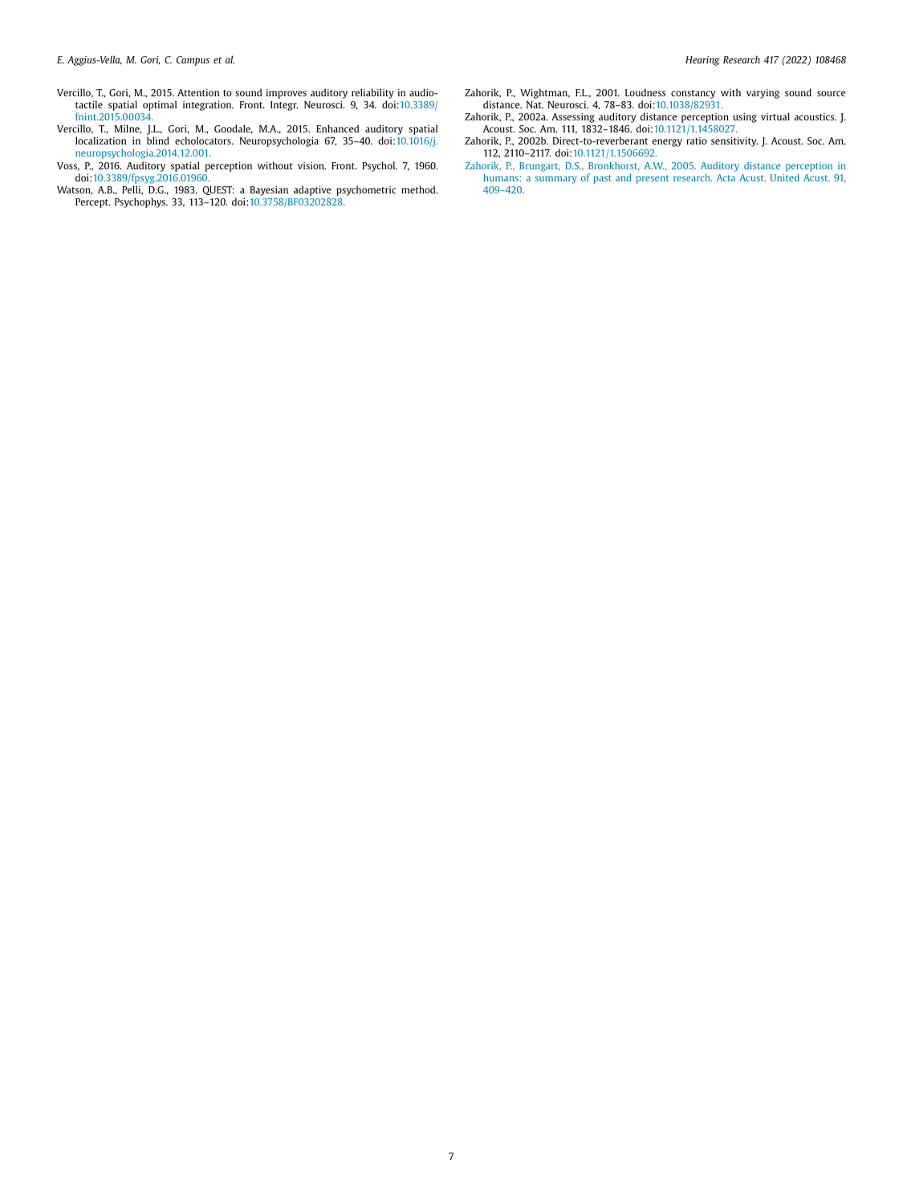Vercillo, T., Gori, M., 2015. Attention to sound improves auditory reliability in audio-tactile spatial optimal integration. Front. Integr. Neurosci. 9, 34. doi:10.3389/fnint.2015.00034.

Vercillo, T., Milne, J.L., Gori, M., Goodale, M.A., 2015. Enhanced auditory spatial localization in blind echolocators. Neuropsychologia 67, 35–40. doi:10.1016/j.neuropsychologia.2014.12.001.

Voss, P., 2016. Auditory spatial perception without vision. Front. Psychol. 7, 1960. doi:10.3389/fpsyg.2016.01960.

Watson, A.B., Pelli, D.G., 1983. QUEST: a Bayesian adaptive psychometric method. Percept. Psychophys. 33, 113–120. doi:10.3758/BF03202828.

Zahorik, P., Wightman, F.L., 2001. Loudness constancy with varying sound source distance. Nat. Neurosci. 4, 78–83. doi:10.1038/82931.

Zahorik, P., 2002a. Assessing auditory distance perception using virtual acoustics. J. Acoust. Soc. Am. 111, 1832–1846. doi:10.1121/1.1458027.

Zahorik, P., 2002b. Direct-to-reverberant energy ratio sensitivity. J. Acoust. Soc. Am. 112, 2110–2117. doi:10.1121/1.1506692.

Zahorik, P., Brungart, D.S., Bronkhorst, A.W., 2005. Auditory distance perception in humans: a summary of past and present research. Acta Acust. United Acust. 91, 409–420.